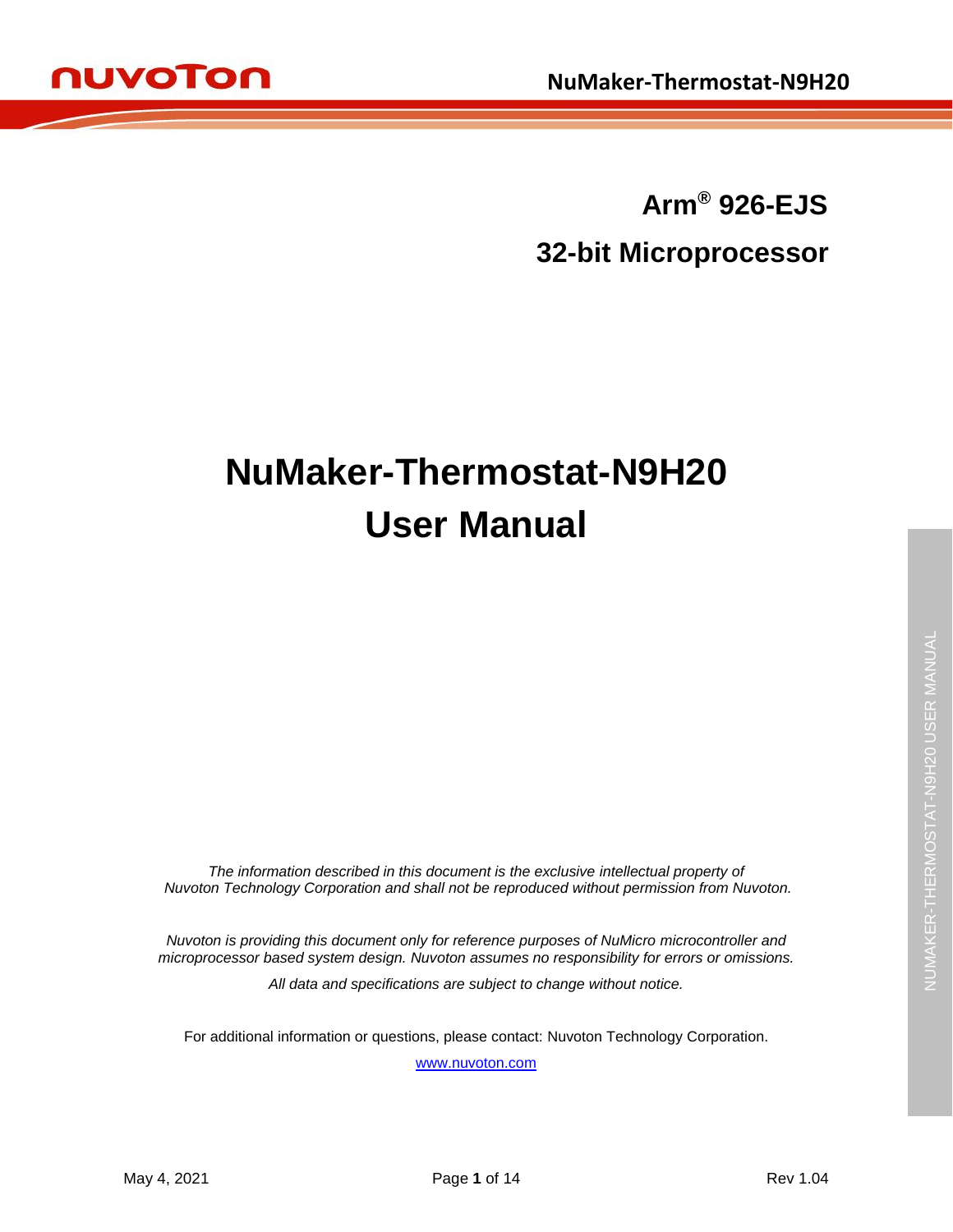**Arm® 926-EJS**

**32-bit Microprocessor**

# NuMaker-Thermostat-N9H20 User Manual

*The information described in this document is the exclusive intellectual property of Nuvoton Technology Corporation and shall not be reproduced without permission from Nuvoton.*

*Nuvoton is providing this document only for reference purposes of NuMicro microcontroller and microprocessor based system design. Nuvoton assumes no responsibility for errors or omissions.*

*All data and specifications are subject to change without notice.*

For additional information or questions, please contact: Nuvoton Technology Corporation.

www.nuvoton.com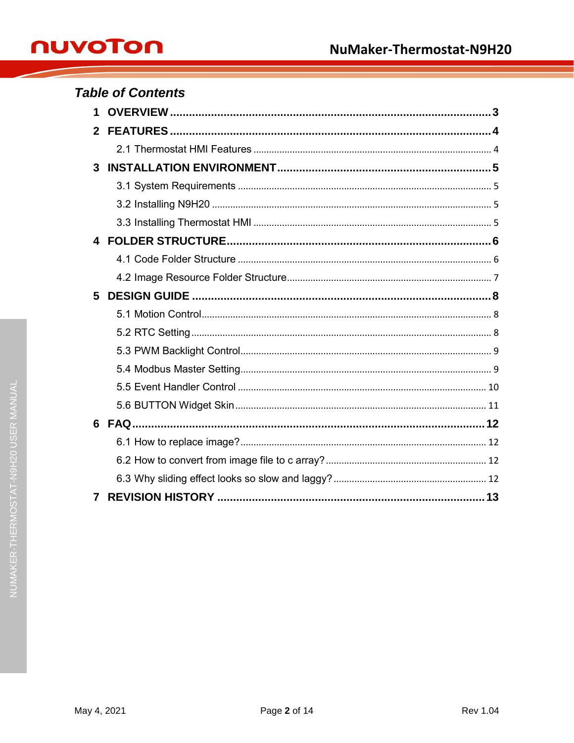## *Table of Contents*

**1 OVERVIEW** ..... **3**

**2 FEATURES** ..... **4**

- 2.1 Thermostat HMI Features ..... 4

**3 INSTALLATION ENVIRONMENT** ..... **5**

- 3.1 System Requirements ..... 5
- 3.2 Installing N9H20 ..... 5
- 3.3 Installing Thermostat HMI ..... 5

**4 FOLDER STRUCTURE** ..... **6**

- 4.1 Code Folder Structure ..... 6
- 4.2 Image Resource Folder Structure ..... 7

**5 DESIGN GUIDE** ..... **8**

- 5.1 Motion Control ..... 8
- 5.2 RTC Setting ..... 8
- 5.3 PWM Backlight Control ..... 9
- 5.4 Modbus Master Setting ..... 9
- 5.5 Event Handler Control ..... 10
- 5.6 BUTTON Widget Skin ..... 11

**6 FAQ** ..... **12**

- 6.1 How to replace image? ..... 12
- 6.2 How to convert from image file to c array? ..... 12
- 6.3 Why sliding effect looks so slow and laggy? ..... 12

**7 REVISION HISTORY** ..... **13**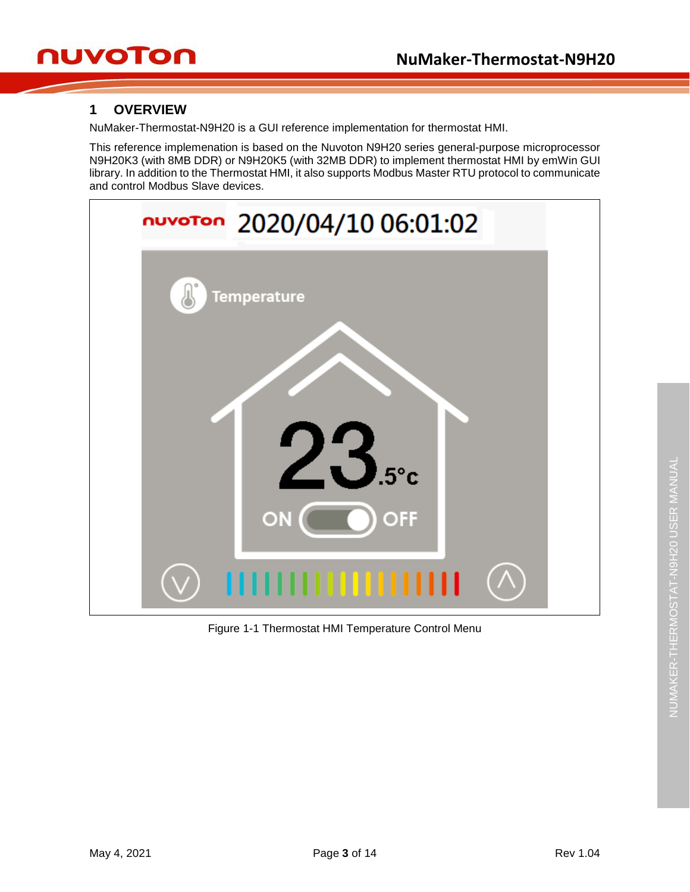# 1 OVERVIEW

NuMaker-Thermostat-N9H20 is a GUI reference implementation for thermostat HMI.

This reference implemenation is based on the Nuvoton N9H20 series general-purpose microprocessor N9H20K3 (with 8MB DDR) or N9H20K5 (with 32MB DDR) to implement thermostat HMI by emWin GUI library. In addition to the Thermostat HMI, it also supports Modbus Master RTU protocol to communicate and control Modbus Slave devices.

Figure 1-1 Thermostat HMI Temperature Control Menu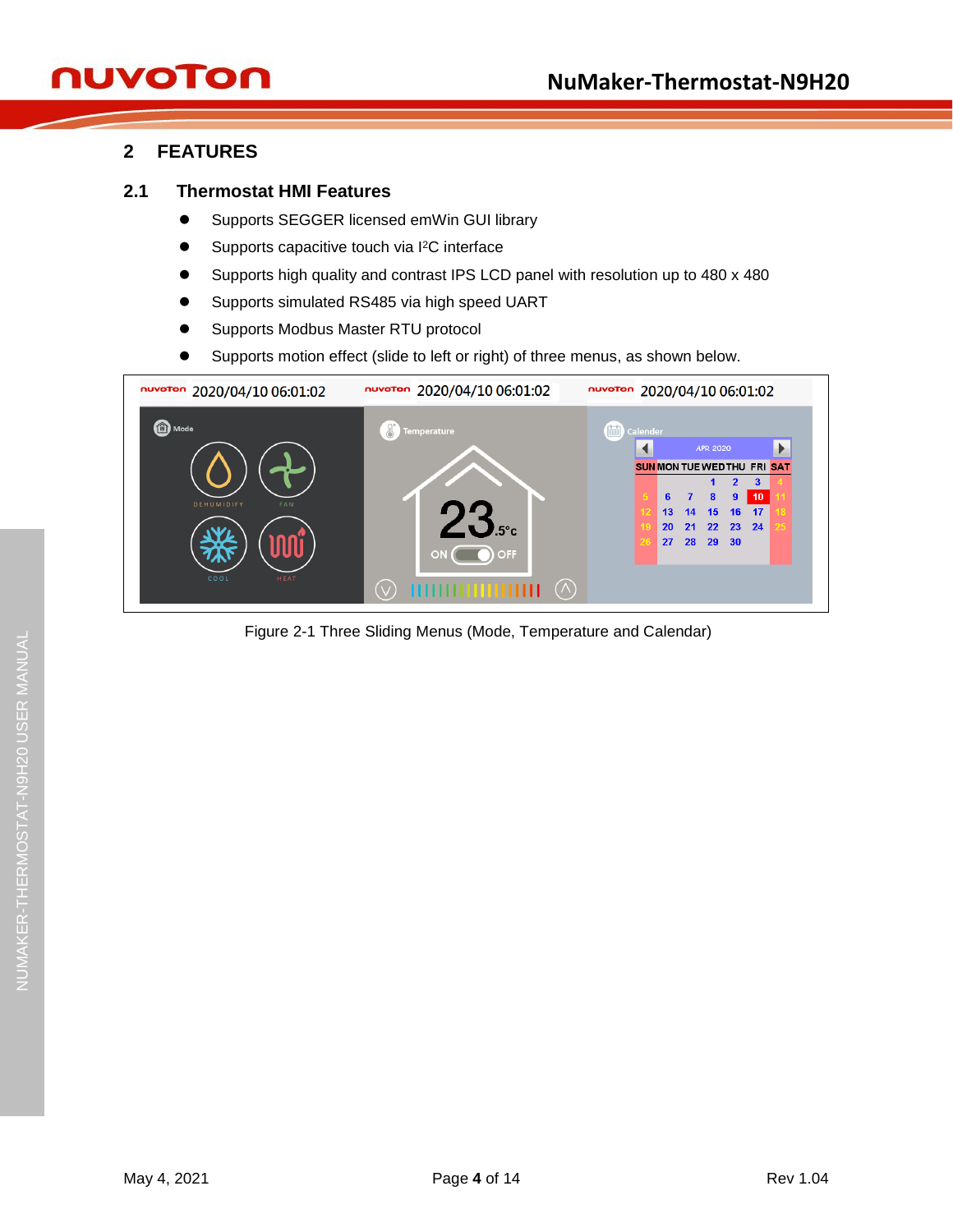# 2 FEATURES

## 2.1 Thermostat HMI Features

- Supports SEGGER licensed emWin GUI library
- Supports capacitive touch via I²C interface
- Supports high quality and contrast IPS LCD panel with resolution up to 480 x 480
- Supports simulated RS485 via high speed UART
- Supports Modbus Master RTU protocol
- Supports motion effect (slide to left or right) of three menus, as shown below.

Figure 2-1 Three Sliding Menus (Mode, Temperature and Calendar)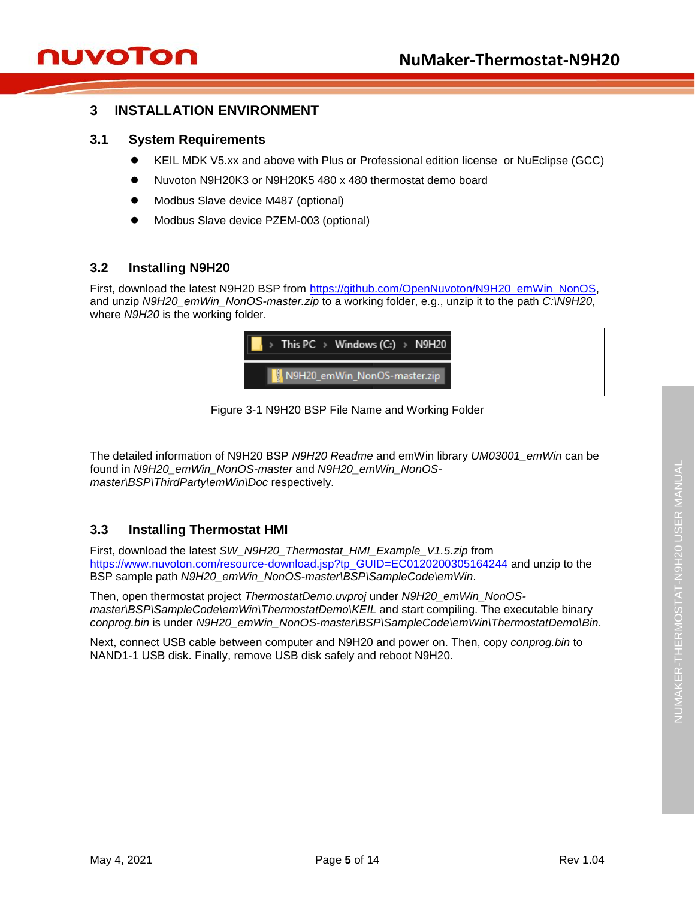# 3 INSTALLATION ENVIRONMENT

## 3.1 System Requirements

- KEIL MDK V5.xx and above with Plus or Professional edition license or NuEclipse (GCC)
- Nuvoton N9H20K3 or N9H20K5 480 x 480 thermostat demo board
- Modbus Slave device M487 (optional)
- Modbus Slave device PZEM-003 (optional)

## 3.2 Installing N9H20

First, download the latest N9H20 BSP from https://github.com/OpenNuvoton/N9H20_emWin_NonOS, and unzip *N9H20_emWin_NonOS-master.zip* to a working folder, e.g., unzip it to the path *C:\N9H20*, where *N9H20* is the working folder.

Figure 3-1 N9H20 BSP File Name and Working Folder

The detailed information of N9H20 BSP *N9H20 Readme* and emWin library *UM03001_emWin* can be found in *N9H20_emWin_NonOS-master* and *N9H20_emWin_NonOS-master\BSP\ThirdParty\emWin\Doc* respectively.

## 3.3 Installing Thermostat HMI

First, download the latest *SW_N9H20_Thermostat_HMI_Example_V1.5.zip* from https://www.nuvoton.com/resource-download.jsp?tp_GUID=EC0120200305164244 and unzip to the BSP sample path *N9H20_emWin_NonOS-master\BSP\SampleCode\emWin*.

Then, open thermostat project *ThermostatDemo.uvproj* under *N9H20_emWin_NonOS-master\BSP\SampleCode\emWin\ThermostatDemo\KEIL* and start compiling. The executable binary *conprog.bin* is under *N9H20_emWin_NonOS-master\BSP\SampleCode\emWin\ThermostatDemo\Bin*.

Next, connect USB cable between computer and N9H20 and power on. Then, copy *conprog.bin* to NAND1-1 USB disk. Finally, remove USB disk safely and reboot N9H20.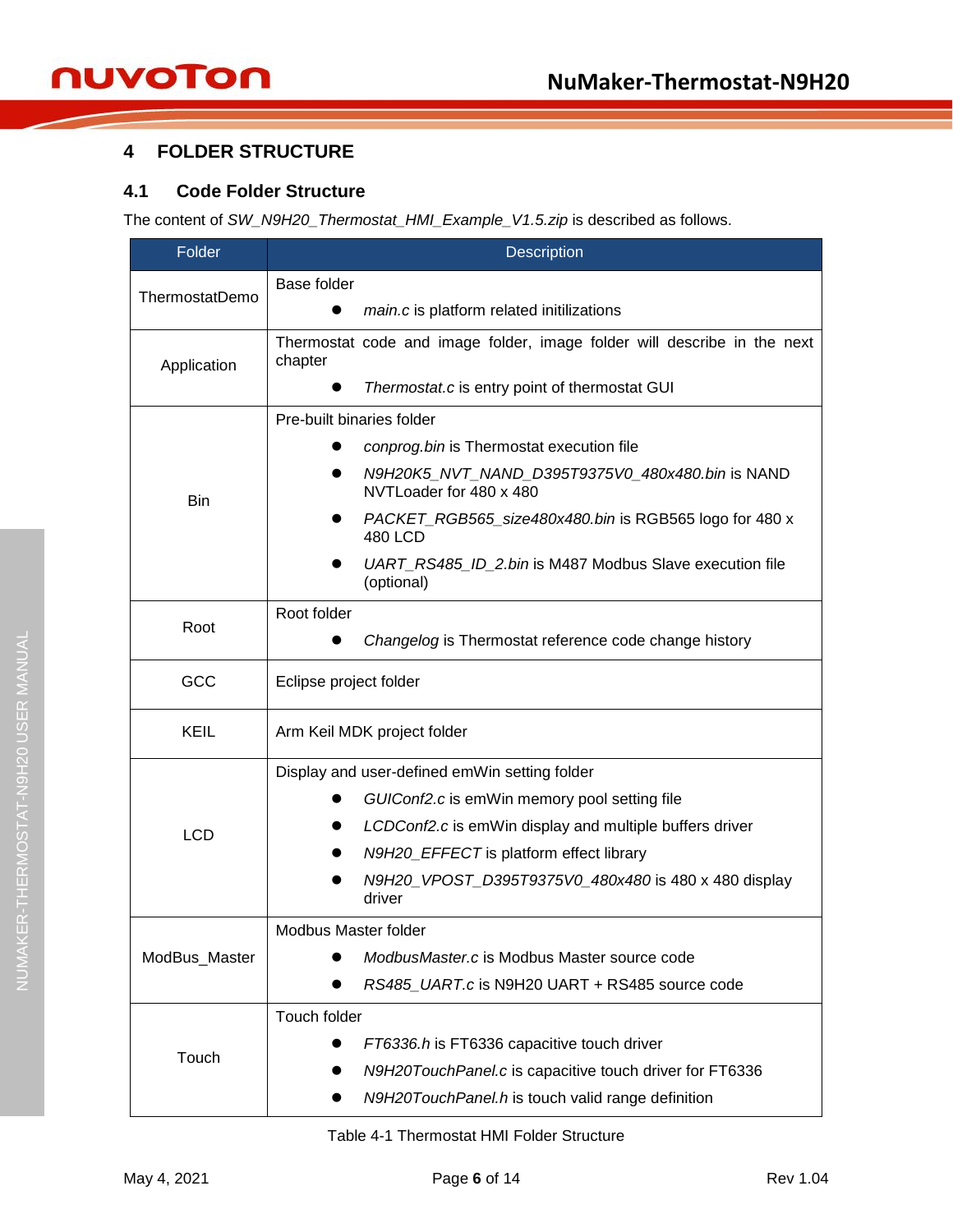# 4 FOLDER STRUCTURE

## 4.1 Code Folder Structure

The content of *SW_N9H20_Thermostat_HMI_Example_V1.5.zip* is described as follows.

| Folder | Description |
| --- | --- |
| ThermostatDemo | Base folder<br>● *main.c* is platform related initilizations |
| Application | Thermostat code and image folder, image folder will describe in the next chapter<br>● *Thermostat.c* is entry point of thermostat GUI |
| Bin | Pre-built binaries folder<br>● *conprog.bin* is Thermostat execution file<br>● *N9H20K5_NVT_NAND_D395T9375V0_480x480.bin* is NAND NVTLoader for 480 x 480<br>● *PACKET_RGB565_size480x480.bin* is RGB565 logo for 480 x 480 LCD<br>● *UART_RS485_ID_2.bin* is M487 Modbus Slave execution file (optional) |
| Root | Root folder<br>● *Changelog* is Thermostat reference code change history |
| GCC | Eclipse project folder |
| KEIL | Arm Keil MDK project folder |
| LCD | Display and user-defined emWin setting folder<br>● *GUIConf2.c* is emWin memory pool setting file<br>● *LCDConf2.c* is emWin display and multiple buffers driver<br>● *N9H20_EFFECT* is platform effect library<br>● *N9H20_VPOST_D395T9375V0_480x480* is 480 x 480 display driver |
| ModBus_Master | Modbus Master folder<br>● *ModbusMaster.c* is Modbus Master source code<br>● *RS485_UART.c* is N9H20 UART + RS485 source code |
| Touch | Touch folder<br>● *FT6336.h* is FT6336 capacitive touch driver<br>● *N9H20TouchPanel.c* is capacitive touch driver for FT6336<br>● *N9H20TouchPanel.h* is touch valid range definition |

Table 4-1 Thermostat HMI Folder Structure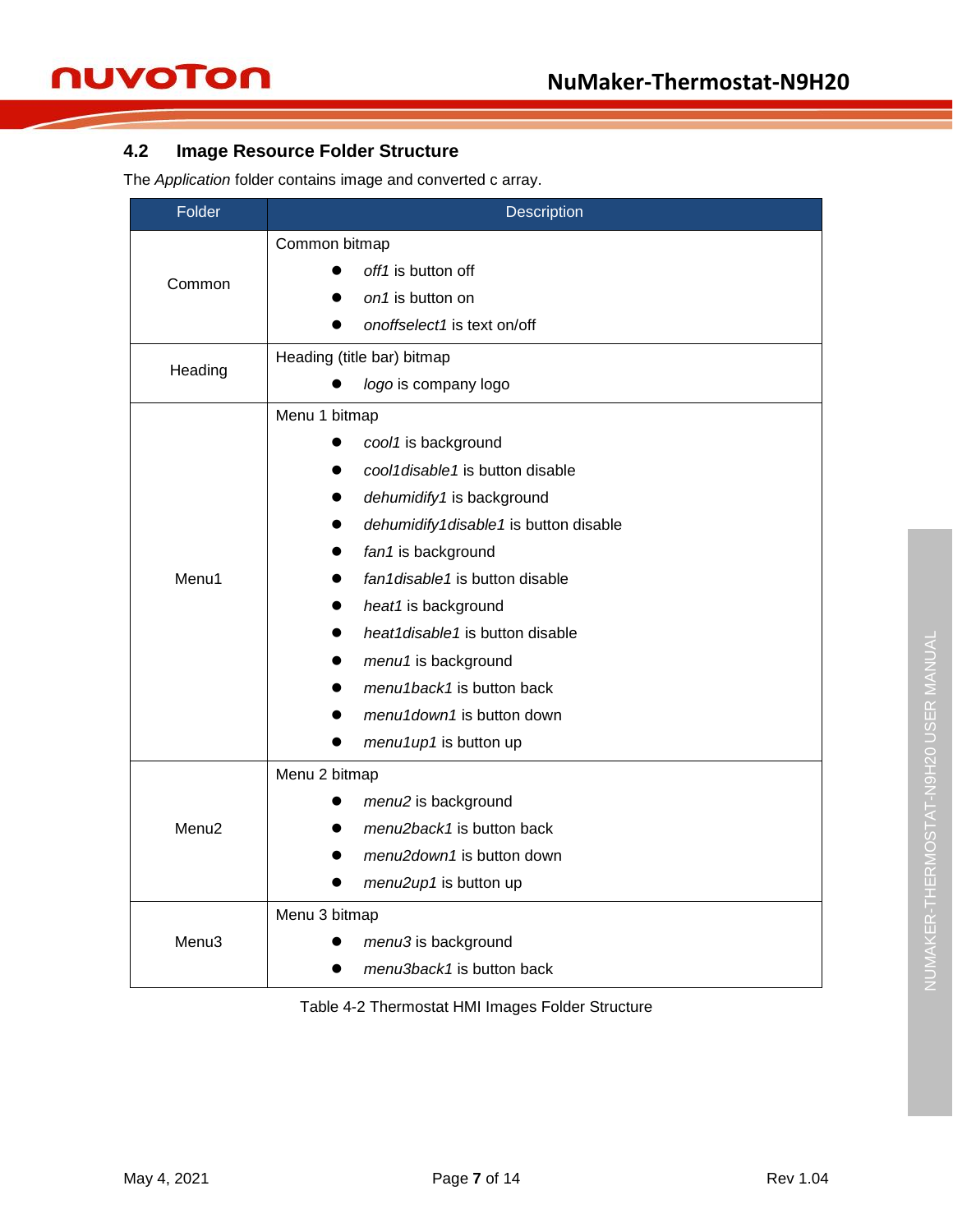## 4.2 Image Resource Folder Structure

The *Application* folder contains image and converted c array.

| Folder | Description |
| --- | --- |
| Common | Common bitmap<br>● *off1* is button off<br>● *on1* is button on<br>● *onoffselect1* is text on/off |
| Heading | Heading (title bar) bitmap<br>● *logo* is company logo |
| Menu1 | Menu 1 bitmap<br>● *cool1* is background<br>● *cool1disable1* is button disable<br>● *dehumidify1* is background<br>● *dehumidify1disable1* is button disable<br>● *fan1* is background<br>● *fan1disable1* is button disable<br>● *heat1* is background<br>● *heat1disable1* is button disable<br>● *menu1* is background<br>● *menu1back1* is button back<br>● *menu1down1* is button down<br>● *menu1up1* is button up |
| Menu2 | Menu 2 bitmap<br>● *menu2* is background<br>● *menu2back1* is button back<br>● *menu2down1* is button down<br>● *menu2up1* is button up |
| Menu3 | Menu 3 bitmap<br>● *menu3* is background<br>● *menu3back1* is button back |

Table 4-2 Thermostat HMI Images Folder Structure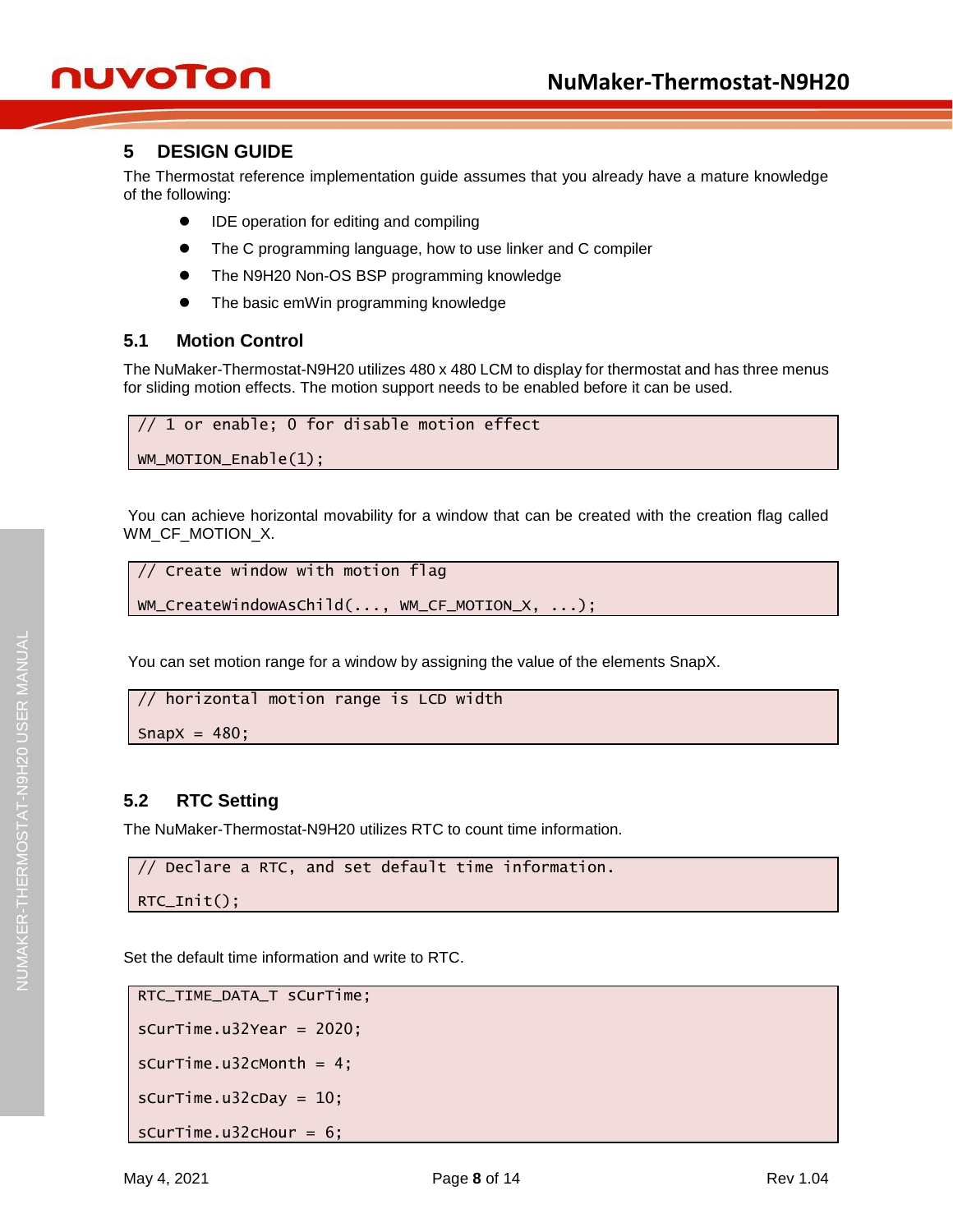# 5 DESIGN GUIDE

The Thermostat reference implementation guide assumes that you already have a mature knowledge of the following:

- IDE operation for editing and compiling
- The C programming language, how to use linker and C compiler
- The N9H20 Non-OS BSP programming knowledge
- The basic emWin programming knowledge

## 5.1 Motion Control

The NuMaker-Thermostat-N9H20 utilizes 480 x 480 LCM to display for thermostat and has three menus for sliding motion effects. The motion support needs to be enabled before it can be used.

```
// 1 or enable; 0 for disable motion effect
WM_MOTION_Enable(1);
```

You can achieve horizontal movability for a window that can be created with the creation flag called WM_CF_MOTION_X.

```
// Create window with motion flag
WM_CreateWindowAsChild(..., WM_CF_MOTION_X, ...);
```

You can set motion range for a window by assigning the value of the elements SnapX.

```
// horizontal motion range is LCD width
SnapX = 480;
```

## 5.2 RTC Setting

The NuMaker-Thermostat-N9H20 utilizes RTC to count time information.

```
// Declare a RTC, and set default time information.
RTC_Init();
```

Set the default time information and write to RTC.

```
RTC_TIME_DATA_T sCurTime;
sCurTime.u32Year = 2020;
sCurTime.u32cMonth = 4;
sCurTime.u32cDay = 10;
sCurTime.u32cHour = 6;
```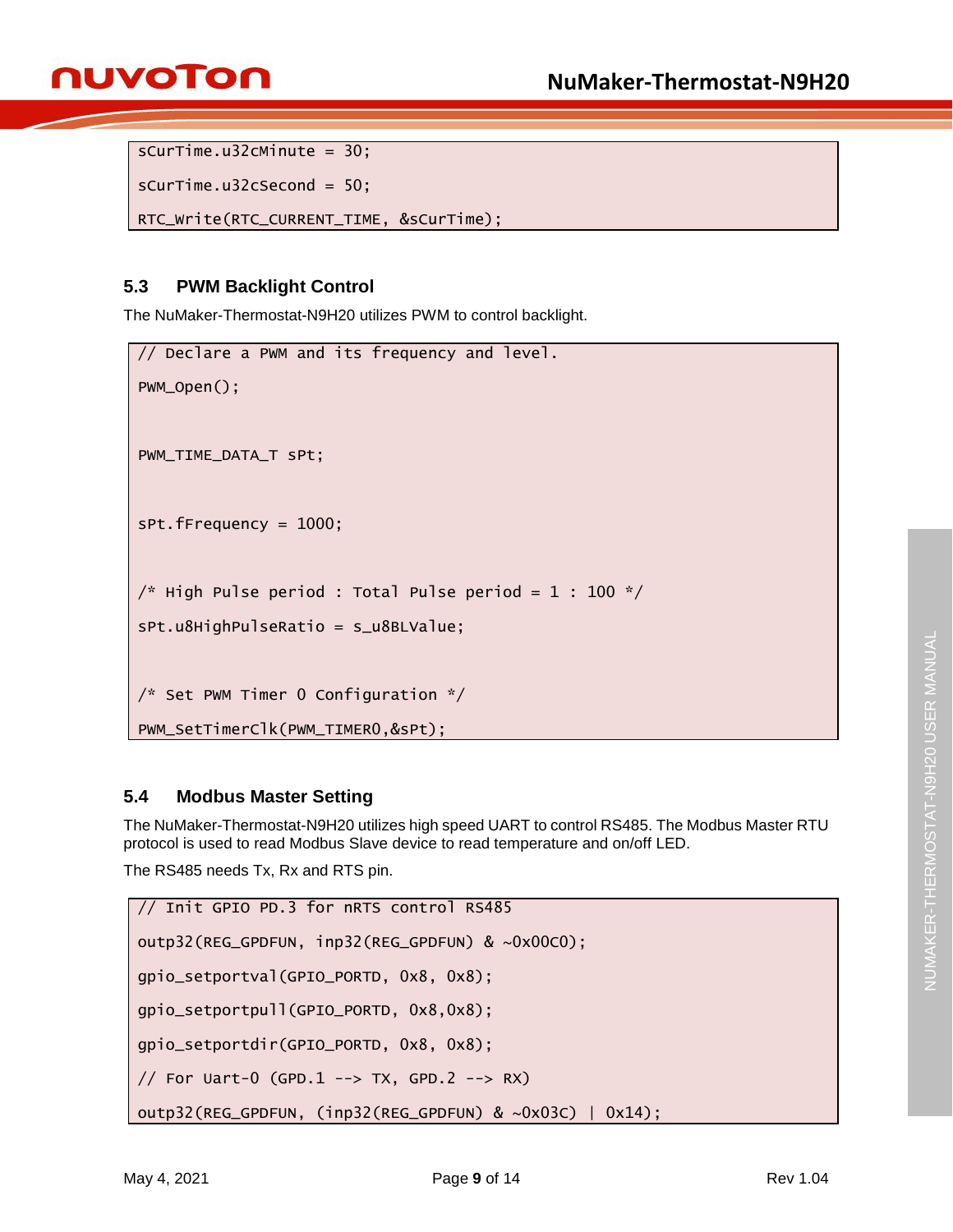```
sCurTime.u32cMinute = 30;
sCurTime.u32cSecond = 50;
RTC_Write(RTC_CURRENT_TIME, &sCurTime);
```

### 5.3 PWM Backlight Control

The NuMaker-Thermostat-N9H20 utilizes PWM to control backlight.

```
// Declare a PWM and its frequency and level.
PWM_Open();


PWM_TIME_DATA_T sPt;


sPt.fFrequency = 1000;


/* High Pulse period : Total Pulse period = 1 : 100 */
sPt.u8HighPulseRatio = s_u8BLValue;


/* Set PWM Timer 0 Configuration */
PWM_SetTimerClk(PWM_TIMER0,&sPt);
```

### 5.4 Modbus Master Setting

The NuMaker-Thermostat-N9H20 utilizes high speed UART to control RS485. The Modbus Master RTU protocol is used to read Modbus Slave device to read temperature and on/off LED.

The RS485 needs Tx, Rx and RTS pin.

```
// Init GPIO PD.3 for nRTS control RS485
outp32(REG_GPDFUN, inp32(REG_GPDFUN) & ~0x00C0);
gpio_setportval(GPIO_PORTD, 0x8, 0x8);
gpio_setportpull(GPIO_PORTD, 0x8,0x8);
gpio_setportdir(GPIO_PORTD, 0x8, 0x8);
// For Uart-0 (GPD.1 --> TX, GPD.2 --> RX)
outp32(REG_GPDFUN, (inp32(REG_GPDFUN) & ~0x03C) | 0x14);
```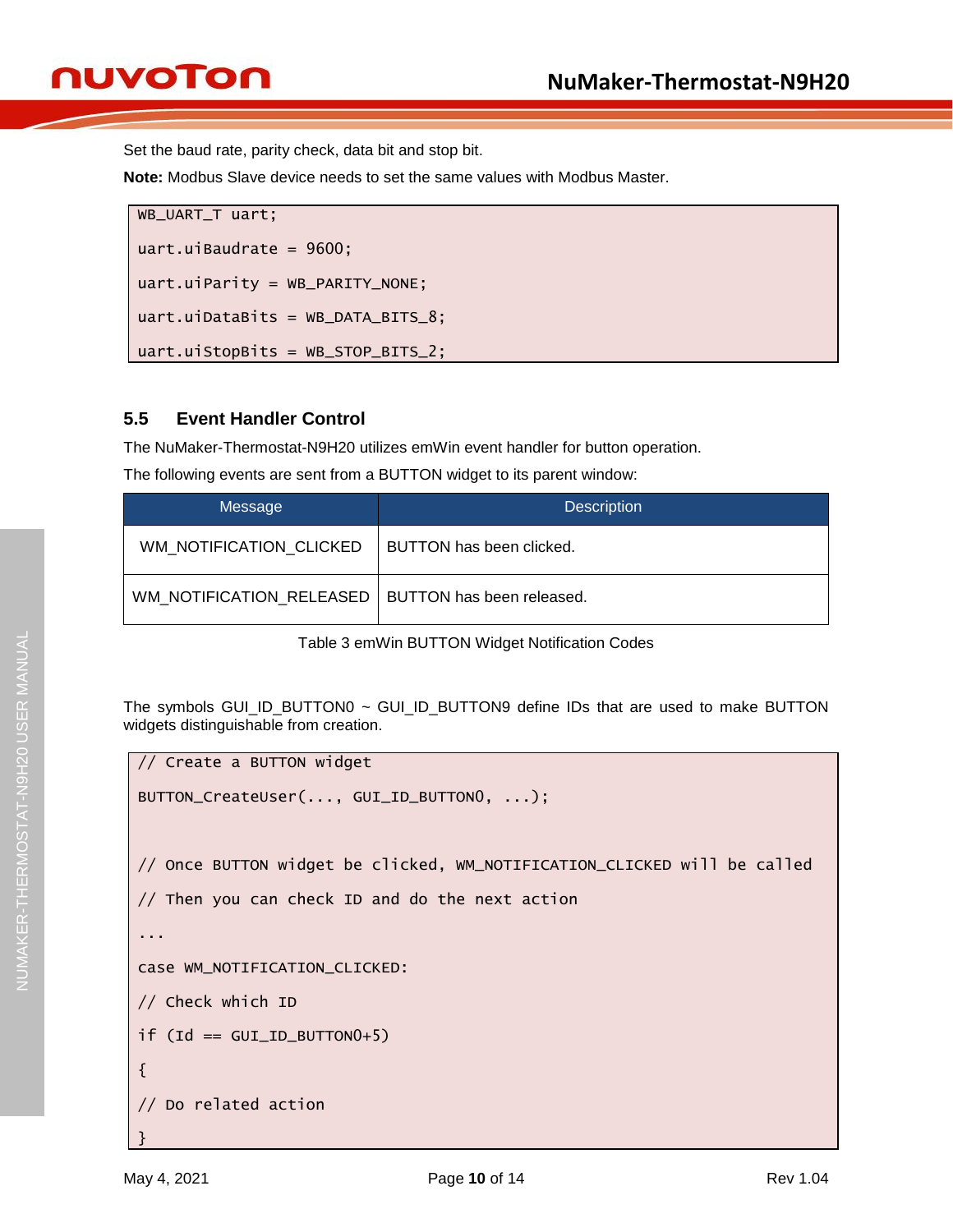Set the baud rate, parity check, data bit and stop bit.

**Note:** Modbus Slave device needs to set the same values with Modbus Master.

```
WB_UART_T uart;
uart.uiBaudrate = 9600;
uart.uiParity = WB_PARITY_NONE;
uart.uiDataBits = WB_DATA_BITS_8;
uart.uiStopBits = WB_STOP_BITS_2;
```

## 5.5 Event Handler Control

The NuMaker-Thermostat-N9H20 utilizes emWin event handler for button operation.

The following events are sent from a BUTTON widget to its parent window:

| Message | Description |
|---|---|
| WM_NOTIFICATION_CLICKED | BUTTON has been clicked. |
| WM_NOTIFICATION_RELEASED | BUTTON has been released. |

Table 3 emWin BUTTON Widget Notification Codes

The symbols GUI_ID_BUTTON0 ~ GUI_ID_BUTTON9 define IDs that are used to make BUTTON widgets distinguishable from creation.

```
// Create a BUTTON widget
BUTTON_CreateUser(..., GUI_ID_BUTTON0, ...);

// Once BUTTON widget be clicked, WM_NOTIFICATION_CLICKED will be called
// Then you can check ID and do the next action
...
case WM_NOTIFICATION_CLICKED:
// Check which ID
if (Id == GUI_ID_BUTTON0+5)
{
// Do related action
}
```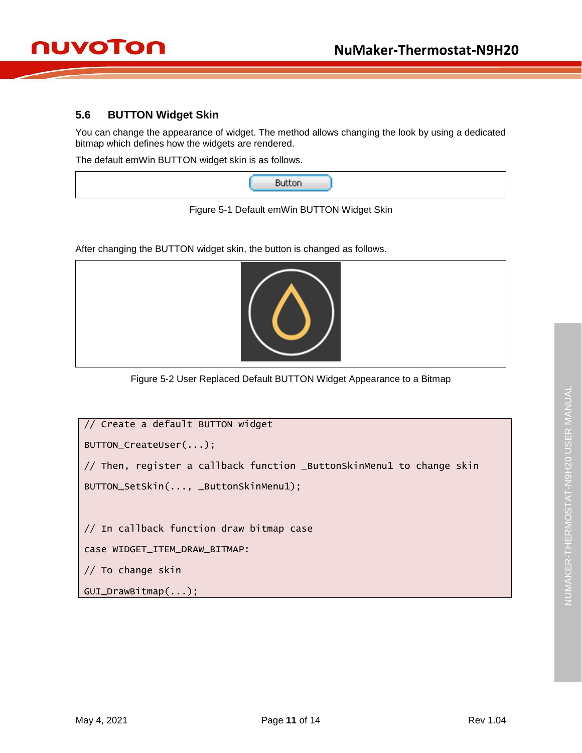## 5.6 BUTTON Widget Skin

You can change the appearance of widget. The method allows changing the look by using a dedicated bitmap which defines how the widgets are rendered.

The default emWin BUTTON widget skin is as follows.

Figure 5-1 Default emWin BUTTON Widget Skin

After changing the BUTTON widget skin, the button is changed as follows.

Figure 5-2 User Replaced Default BUTTON Widget Appearance to a Bitmap

```
// Create a default BUTTON widget
BUTTON_CreateUser(...);
// Then, register a callback function _ButtonSkinMenu1 to change skin
BUTTON_SetSkin(..., _ButtonSkinMenu1);


// In callback function draw bitmap case
case WIDGET_ITEM_DRAW_BITMAP:
// To change skin
GUI_DrawBitmap(...);
```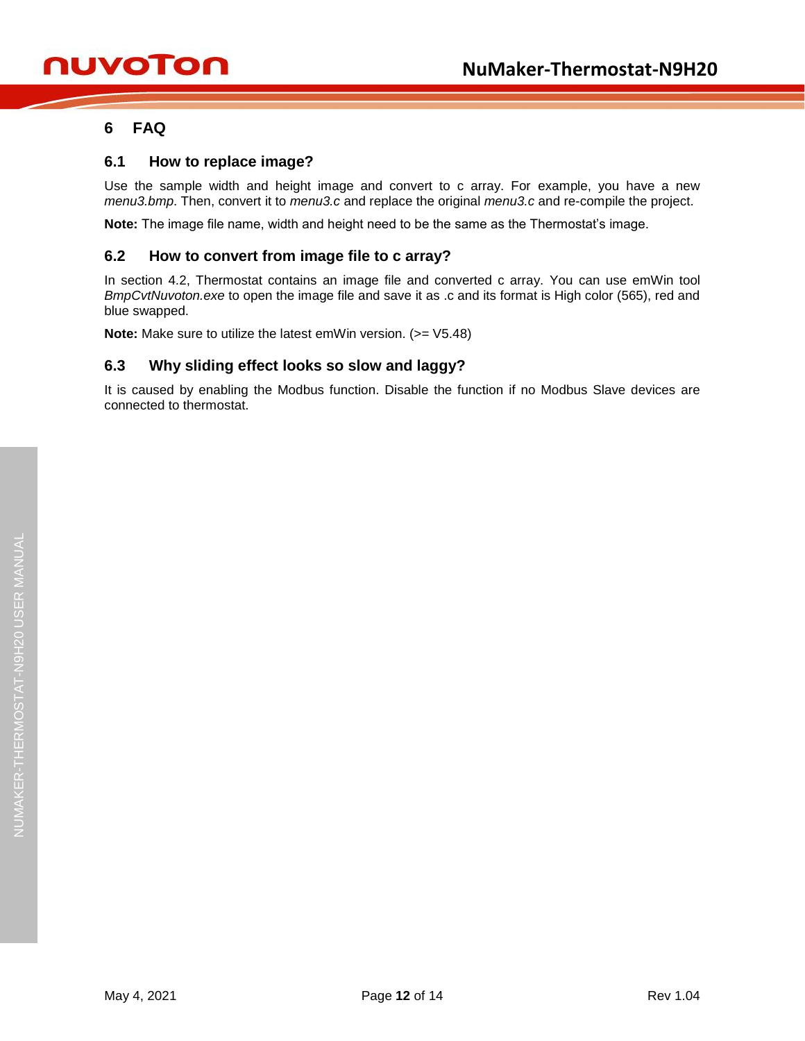# 6 FAQ

## 6.1 How to replace image?

Use the sample width and height image and convert to c array. For example, you have a new *menu3.bmp*. Then, convert it to *menu3.c* and replace the original *menu3.c* and re-compile the project.

**Note:** The image file name, width and height need to be the same as the Thermostat's image.

## 6.2 How to convert from image file to c array?

In section 4.2, Thermostat contains an image file and converted c array. You can use emWin tool *BmpCvtNuvoton.exe* to open the image file and save it as .c and its format is High color (565), red and blue swapped.

**Note:** Make sure to utilize the latest emWin version. (>= V5.48)

## 6.3 Why sliding effect looks so slow and laggy?

It is caused by enabling the Modbus function. Disable the function if no Modbus Slave devices are connected to thermostat.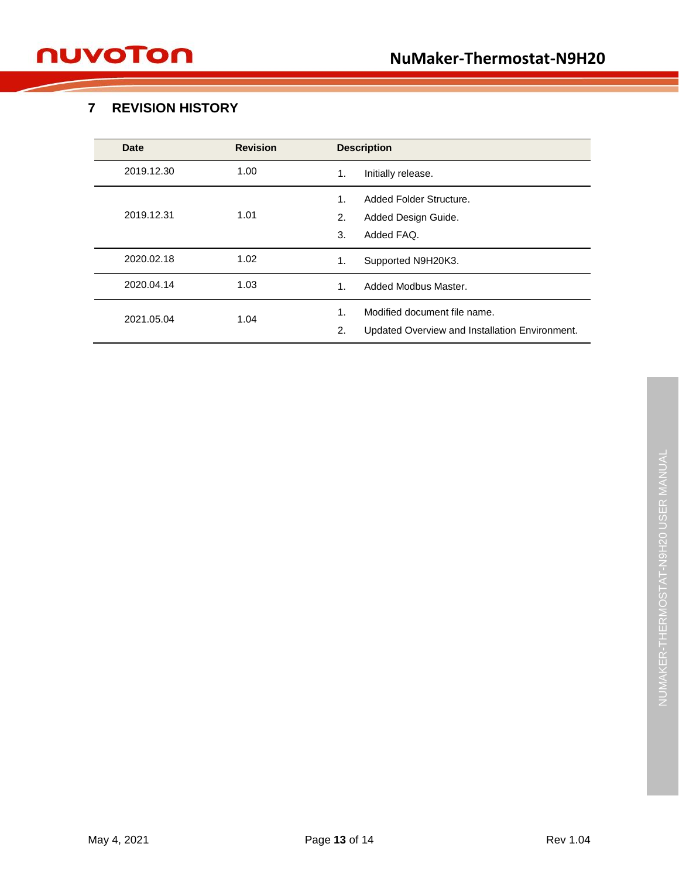# 7 REVISION HISTORY

| Date | Revision | Description |
|---|---|---|
| 2019.12.30 | 1.00 | 1. Initially release. |
| 2019.12.31 | 1.01 | 1. Added Folder Structure.<br>2. Added Design Guide.<br>3. Added FAQ. |
| 2020.02.18 | 1.02 | 1. Supported N9H20K3. |
| 2020.04.14 | 1.03 | 1. Added Modbus Master. |
| 2021.05.04 | 1.04 | 1. Modified document file name.<br>2. Updated Overview and Installation Environment. |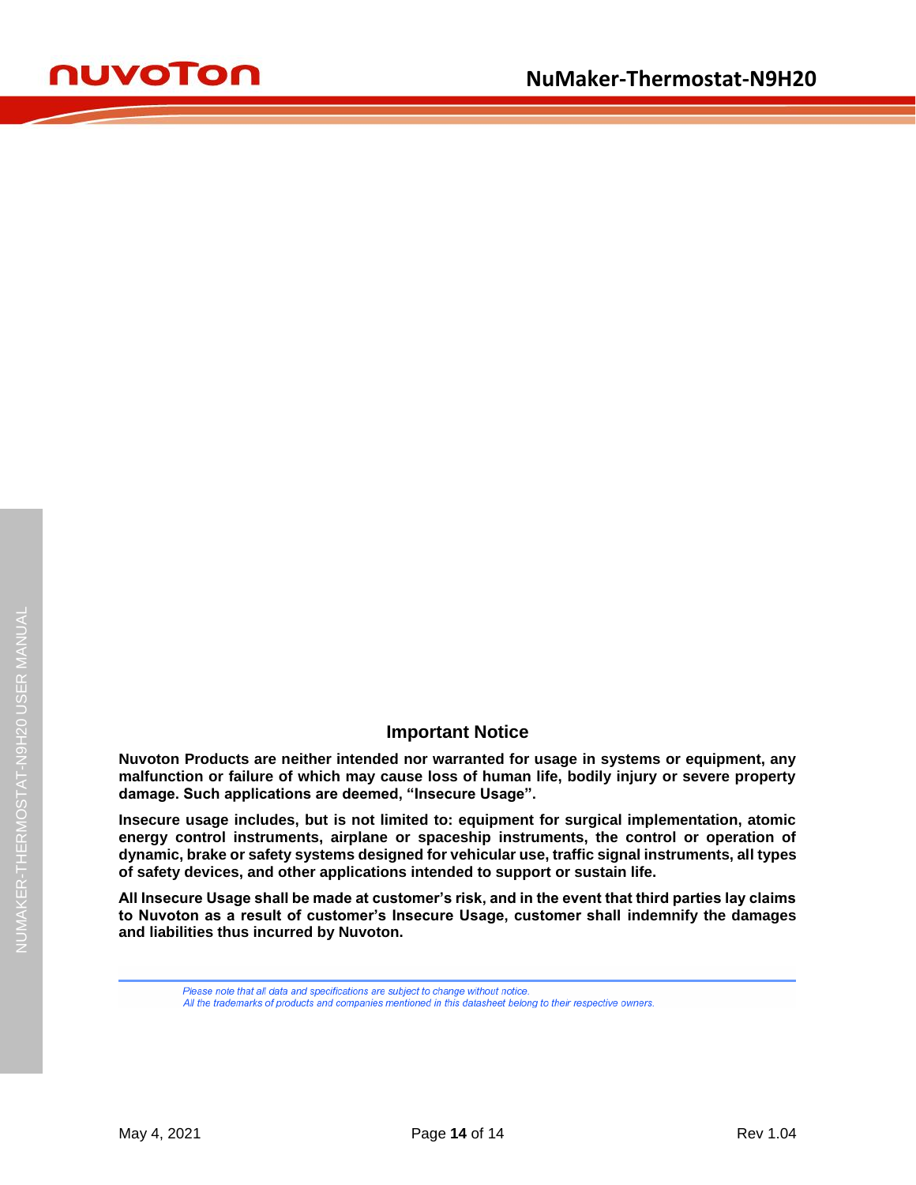## Important Notice

**Nuvoton Products are neither intended nor warranted for usage in systems or equipment, any malfunction or failure of which may cause loss of human life, bodily injury or severe property damage. Such applications are deemed, "Insecure Usage".**

**Insecure usage includes, but is not limited to: equipment for surgical implementation, atomic energy control instruments, airplane or spaceship instruments, the control or operation of dynamic, brake or safety systems designed for vehicular use, traffic signal instruments, all types of safety devices, and other applications intended to support or sustain life.**

**All Insecure Usage shall be made at customer's risk, and in the event that third parties lay claims to Nuvoton as a result of customer's Insecure Usage, customer shall indemnify the damages and liabilities thus incurred by Nuvoton.**

---

*Please note that all data and specifications are subject to change without notice.*
*All the trademarks of products and companies mentioned in this datasheet belong to their respective owners.*